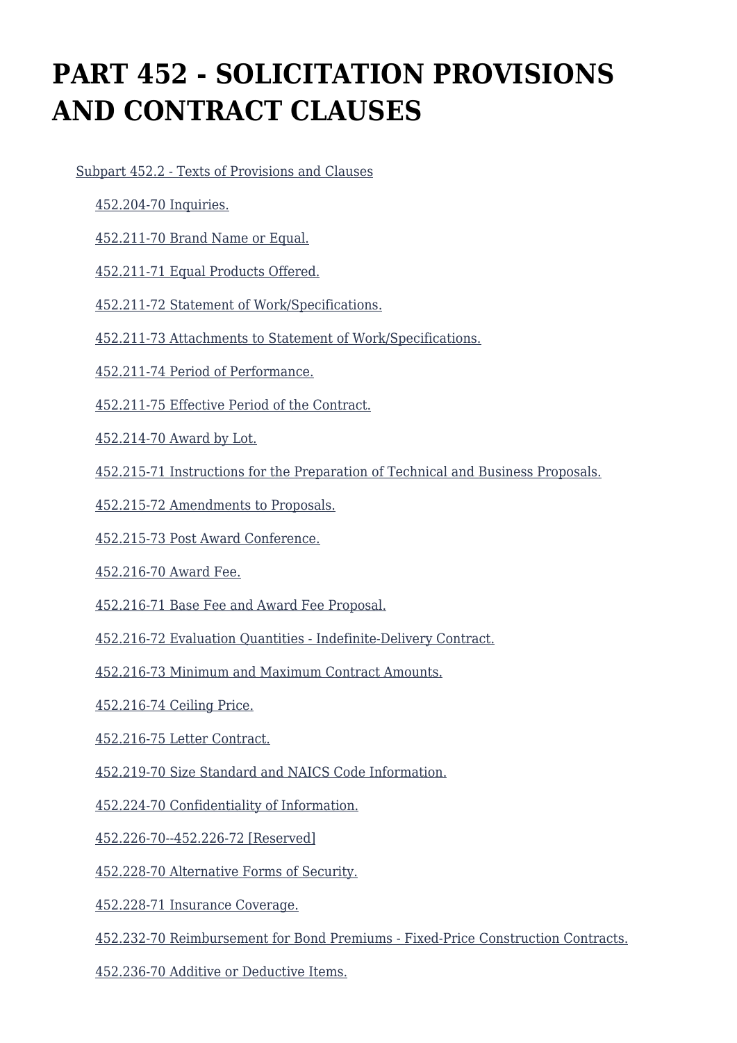# PART 452 - SOLICITATION PROVISIONS AND CONTRACT CLAUSES

- Subpart 452.2 - Texts of Provisions and Clauses
  - 452.204-70 Inquiries.
  - 452.211-70 Brand Name or Equal.
  - 452.211-71 Equal Products Offered.
  - 452.211-72 Statement of Work/Specifications.
  - 452.211-73 Attachments to Statement of Work/Specifications.
  - 452.211-74 Period of Performance.
  - 452.211-75 Effective Period of the Contract.
  - 452.214-70 Award by Lot.
  - 452.215-71 Instructions for the Preparation of Technical and Business Proposals.
  - 452.215-72 Amendments to Proposals.
  - 452.215-73 Post Award Conference.
  - 452.216-70 Award Fee.
  - 452.216-71 Base Fee and Award Fee Proposal.
  - 452.216-72 Evaluation Quantities - Indefinite-Delivery Contract.
  - 452.216-73 Minimum and Maximum Contract Amounts.
  - 452.216-74 Ceiling Price.
  - 452.216-75 Letter Contract.
  - 452.219-70 Size Standard and NAICS Code Information.
  - 452.224-70 Confidentiality of Information.
  - 452.226-70--452.226-72 [Reserved]
  - 452.228-70 Alternative Forms of Security.
  - 452.228-71 Insurance Coverage.
  - 452.232-70 Reimbursement for Bond Premiums - Fixed-Price Construction Contracts.
  - 452.236-70 Additive or Deductive Items.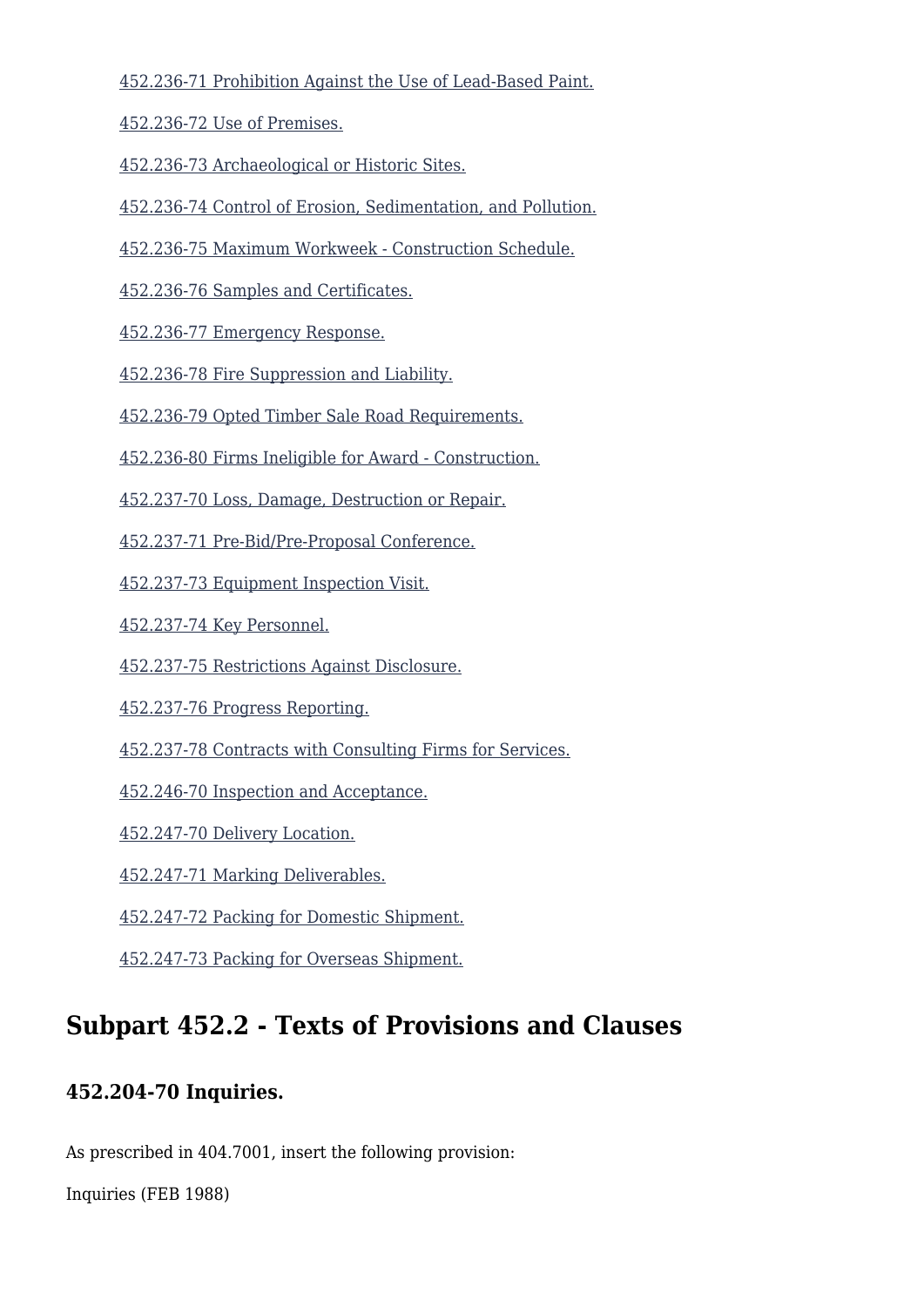452.236-71 Prohibition Against the Use of Lead-Based Paint.

452.236-72 Use of Premises.

452.236-73 Archaeological or Historic Sites.

452.236-74 Control of Erosion, Sedimentation, and Pollution.

452.236-75 Maximum Workweek - Construction Schedule.

452.236-76 Samples and Certificates.

452.236-77 Emergency Response.

452.236-78 Fire Suppression and Liability.

452.236-79 Opted Timber Sale Road Requirements.

452.236-80 Firms Ineligible for Award - Construction.

452.237-70 Loss, Damage, Destruction or Repair.

452.237-71 Pre-Bid/Pre-Proposal Conference.

452.237-73 Equipment Inspection Visit.

452.237-74 Key Personnel.

452.237-75 Restrictions Against Disclosure.

452.237-76 Progress Reporting.

452.237-78 Contracts with Consulting Firms for Services.

452.246-70 Inspection and Acceptance.

452.247-70 Delivery Location.

452.247-71 Marking Deliverables.

452.247-72 Packing for Domestic Shipment.

452.247-73 Packing for Overseas Shipment.

## Subpart 452.2 - Texts of Provisions and Clauses

### 452.204-70 Inquiries.

As prescribed in 404.7001, insert the following provision:

Inquiries (FEB 1988)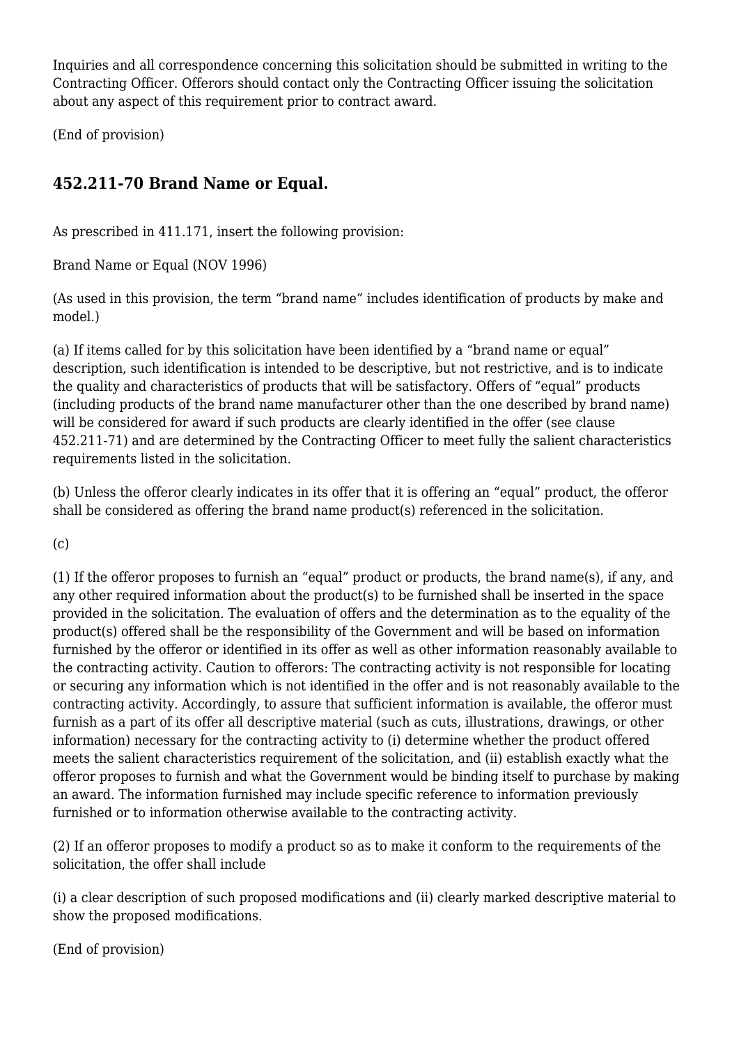Inquiries and all correspondence concerning this solicitation should be submitted in writing to the Contracting Officer. Offerors should contact only the Contracting Officer issuing the solicitation about any aspect of this requirement prior to contract award.

(End of provision)

## 452.211-70 Brand Name or Equal.

As prescribed in 411.171, insert the following provision:

Brand Name or Equal (NOV 1996)

(As used in this provision, the term "brand name" includes identification of products by make and model.)

(a) If items called for by this solicitation have been identified by a "brand name or equal" description, such identification is intended to be descriptive, but not restrictive, and is to indicate the quality and characteristics of products that will be satisfactory. Offers of "equal" products (including products of the brand name manufacturer other than the one described by brand name) will be considered for award if such products are clearly identified in the offer (see clause 452.211-71) and are determined by the Contracting Officer to meet fully the salient characteristics requirements listed in the solicitation.

(b) Unless the offeror clearly indicates in its offer that it is offering an "equal" product, the offeror shall be considered as offering the brand name product(s) referenced in the solicitation.

(c)

(1) If the offeror proposes to furnish an "equal" product or products, the brand name(s), if any, and any other required information about the product(s) to be furnished shall be inserted in the space provided in the solicitation. The evaluation of offers and the determination as to the equality of the product(s) offered shall be the responsibility of the Government and will be based on information furnished by the offeror or identified in its offer as well as other information reasonably available to the contracting activity. Caution to offerors: The contracting activity is not responsible for locating or securing any information which is not identified in the offer and is not reasonably available to the contracting activity. Accordingly, to assure that sufficient information is available, the offeror must furnish as a part of its offer all descriptive material (such as cuts, illustrations, drawings, or other information) necessary for the contracting activity to (i) determine whether the product offered meets the salient characteristics requirement of the solicitation, and (ii) establish exactly what the offeror proposes to furnish and what the Government would be binding itself to purchase by making an award. The information furnished may include specific reference to information previously furnished or to information otherwise available to the contracting activity.

(2) If an offeror proposes to modify a product so as to make it conform to the requirements of the solicitation, the offer shall include

(i) a clear description of such proposed modifications and (ii) clearly marked descriptive material to show the proposed modifications.

(End of provision)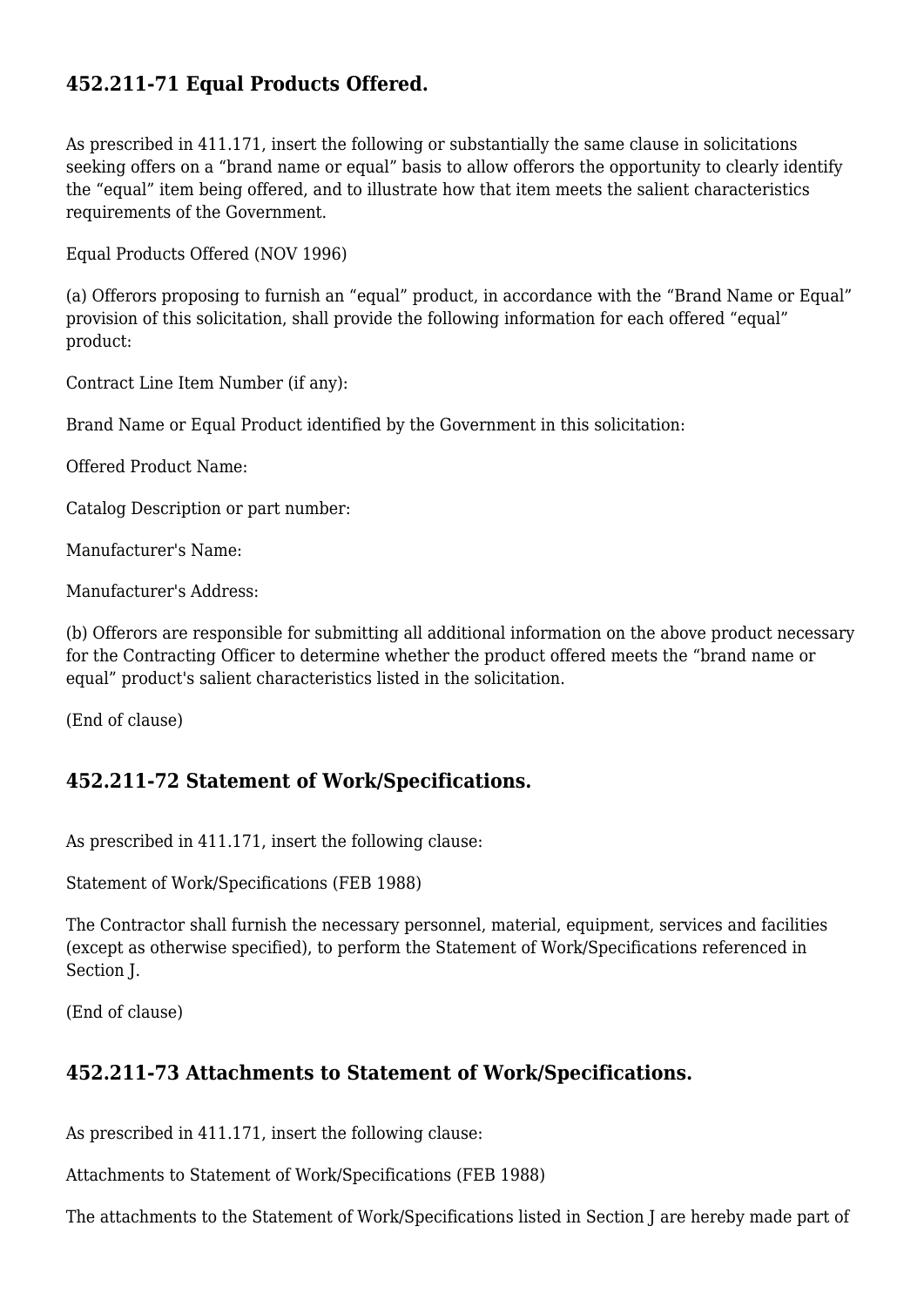## 452.211-71 Equal Products Offered.

As prescribed in 411.171, insert the following or substantially the same clause in solicitations seeking offers on a “brand name or equal” basis to allow offerors the opportunity to clearly identify the “equal” item being offered, and to illustrate how that item meets the salient characteristics requirements of the Government.

Equal Products Offered (NOV 1996)

(a) Offerors proposing to furnish an “equal” product, in accordance with the “Brand Name or Equal” provision of this solicitation, shall provide the following information for each offered “equal” product:

Contract Line Item Number (if any):

Brand Name or Equal Product identified by the Government in this solicitation:

Offered Product Name:

Catalog Description or part number:

Manufacturer's Name:

Manufacturer's Address:

(b) Offerors are responsible for submitting all additional information on the above product necessary for the Contracting Officer to determine whether the product offered meets the “brand name or equal” product's salient characteristics listed in the solicitation.

(End of clause)

## 452.211-72 Statement of Work/Specifications.

As prescribed in 411.171, insert the following clause:

Statement of Work/Specifications (FEB 1988)

The Contractor shall furnish the necessary personnel, material, equipment, services and facilities (except as otherwise specified), to perform the Statement of Work/Specifications referenced in Section J.

(End of clause)

## 452.211-73 Attachments to Statement of Work/Specifications.

As prescribed in 411.171, insert the following clause:

Attachments to Statement of Work/Specifications (FEB 1988)

The attachments to the Statement of Work/Specifications listed in Section J are hereby made part of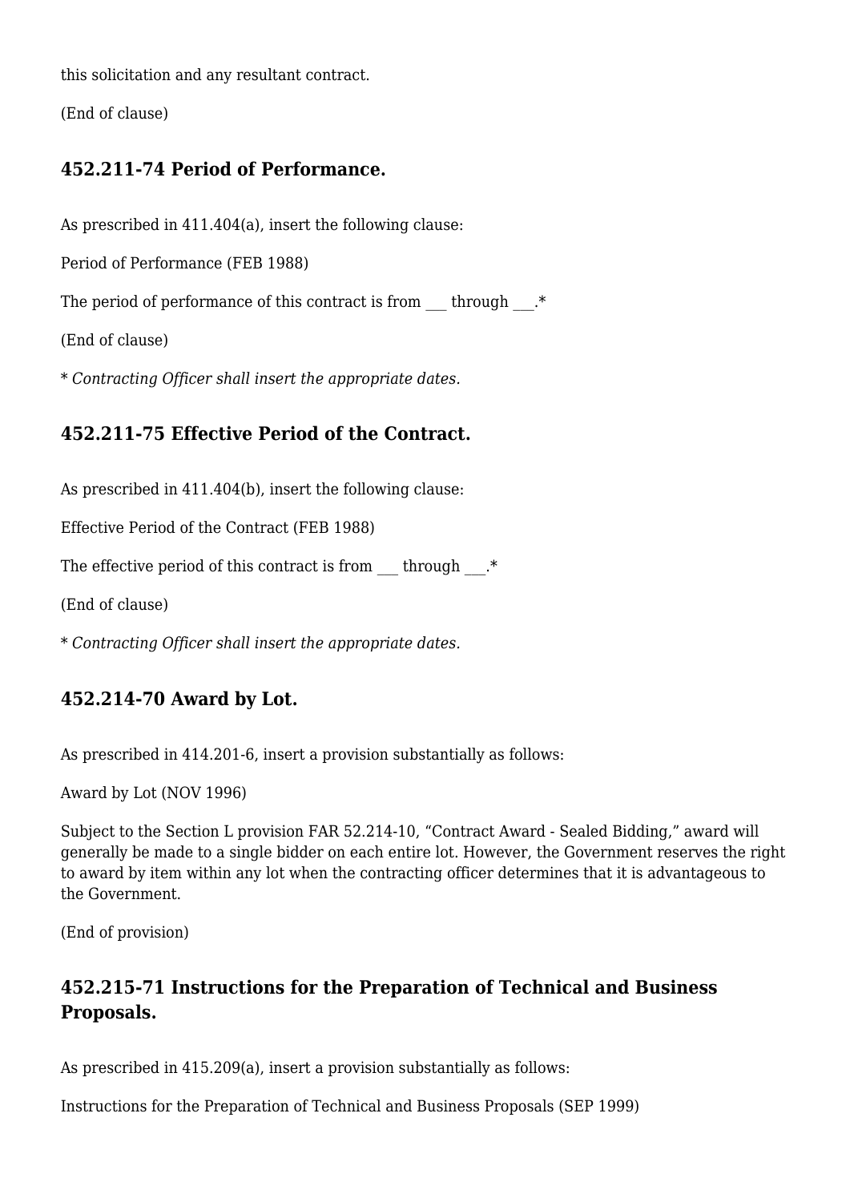this solicitation and any resultant contract.

(End of clause)

### 452.211-74 Period of Performance.

As prescribed in 411.404(a), insert the following clause:

Period of Performance (FEB 1988)

The period of performance of this contract is from ___ through ___.*

(End of clause)

* *Contracting Officer shall insert the appropriate dates.*

### 452.211-75 Effective Period of the Contract.

As prescribed in 411.404(b), insert the following clause:

Effective Period of the Contract (FEB 1988)

The effective period of this contract is from ___ through ___.*

(End of clause)

* *Contracting Officer shall insert the appropriate dates.*

### 452.214-70 Award by Lot.

As prescribed in 414.201-6, insert a provision substantially as follows:

Award by Lot (NOV 1996)

Subject to the Section L provision FAR 52.214-10, "Contract Award - Sealed Bidding," award will generally be made to a single bidder on each entire lot. However, the Government reserves the right to award by item within any lot when the contracting officer determines that it is advantageous to the Government.

(End of provision)

### 452.215-71 Instructions for the Preparation of Technical and Business Proposals.

As prescribed in 415.209(a), insert a provision substantially as follows:

Instructions for the Preparation of Technical and Business Proposals (SEP 1999)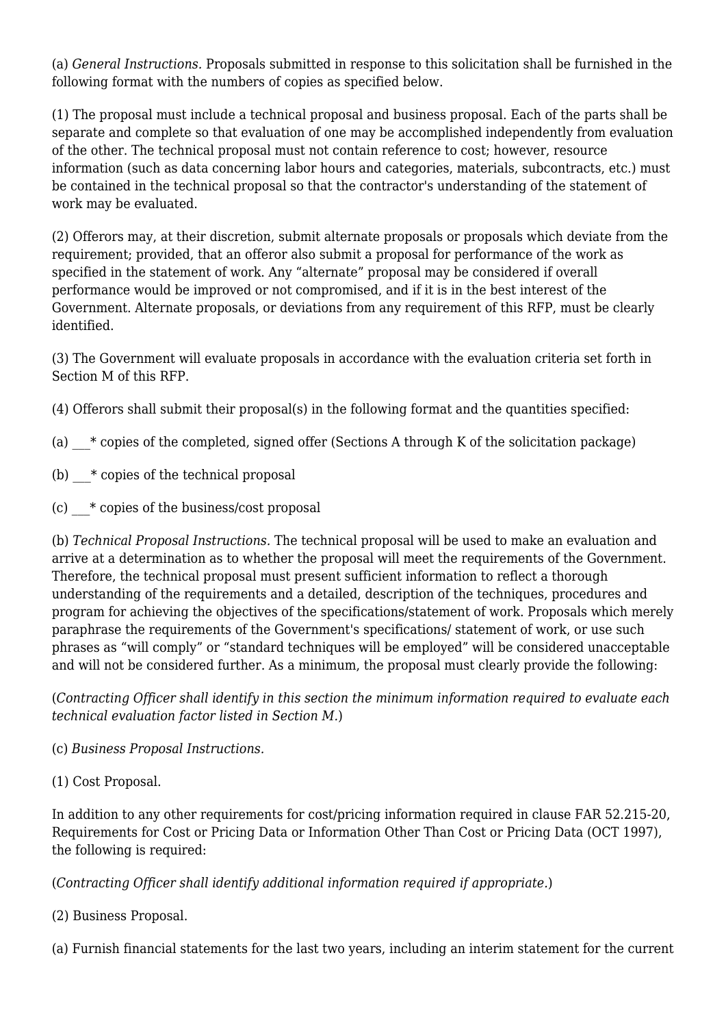(a) *General Instructions.* Proposals submitted in response to this solicitation shall be furnished in the following format with the numbers of copies as specified below.

(1) The proposal must include a technical proposal and business proposal. Each of the parts shall be separate and complete so that evaluation of one may be accomplished independently from evaluation of the other. The technical proposal must not contain reference to cost; however, resource information (such as data concerning labor hours and categories, materials, subcontracts, etc.) must be contained in the technical proposal so that the contractor's understanding of the statement of work may be evaluated.

(2) Offerors may, at their discretion, submit alternate proposals or proposals which deviate from the requirement; provided, that an offeror also submit a proposal for performance of the work as specified in the statement of work. Any “alternate” proposal may be considered if overall performance would be improved or not compromised, and if it is in the best interest of the Government. Alternate proposals, or deviations from any requirement of this RFP, must be clearly identified.

(3) The Government will evaluate proposals in accordance with the evaluation criteria set forth in Section M of this RFP.

(4) Offerors shall submit their proposal(s) in the following format and the quantities specified:

(a) ___* copies of the completed, signed offer (Sections A through K of the solicitation package)

(b) ___* copies of the technical proposal

(c) ___* copies of the business/cost proposal

(b) *Technical Proposal Instructions.* The technical proposal will be used to make an evaluation and arrive at a determination as to whether the proposal will meet the requirements of the Government. Therefore, the technical proposal must present sufficient information to reflect a thorough understanding of the requirements and a detailed, description of the techniques, procedures and program for achieving the objectives of the specifications/statement of work. Proposals which merely paraphrase the requirements of the Government's specifications/ statement of work, or use such phrases as “will comply” or “standard techniques will be employed” will be considered unacceptable and will not be considered further. As a minimum, the proposal must clearly provide the following:

(*Contracting Officer shall identify in this section the minimum information required to evaluate each technical evaluation factor listed in Section M.*)

(c) *Business Proposal Instructions.*

(1) Cost Proposal.

In addition to any other requirements for cost/pricing information required in clause FAR 52.215-20, Requirements for Cost or Pricing Data or Information Other Than Cost or Pricing Data (OCT 1997), the following is required:

(*Contracting Officer shall identify additional information required if appropriate.*)

(2) Business Proposal.

(a) Furnish financial statements for the last two years, including an interim statement for the current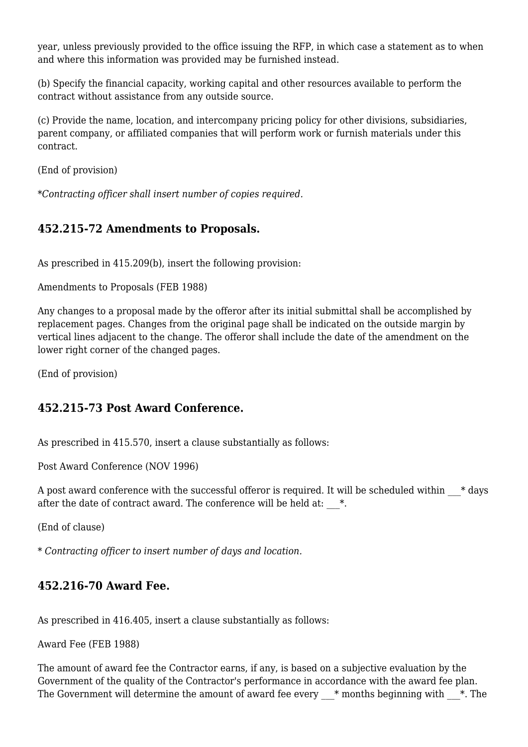year, unless previously provided to the office issuing the RFP, in which case a statement as to when and where this information was provided may be furnished instead.

(b) Specify the financial capacity, working capital and other resources available to perform the contract without assistance from any outside source.

(c) Provide the name, location, and intercompany pricing policy for other divisions, subsidiaries, parent company, or affiliated companies that will perform work or furnish materials under this contract.

(End of provision)

**Contracting officer shall insert number of copies required.*

### 452.215-72 Amendments to Proposals.

As prescribed in 415.209(b), insert the following provision:

Amendments to Proposals (FEB 1988)

Any changes to a proposal made by the offeror after its initial submittal shall be accomplished by replacement pages. Changes from the original page shall be indicated on the outside margin by vertical lines adjacent to the change. The offeror shall include the date of the amendment on the lower right corner of the changed pages.

(End of provision)

### 452.215-73 Post Award Conference.

As prescribed in 415.570, insert a clause substantially as follows:

Post Award Conference (NOV 1996)

A post award conference with the successful offeror is required. It will be scheduled within ___* days after the date of contract award. The conference will be held at: ___*.

(End of clause)

\* *Contracting officer to insert number of days and location.*

### 452.216-70 Award Fee.

As prescribed in 416.405, insert a clause substantially as follows:

Award Fee (FEB 1988)

The amount of award fee the Contractor earns, if any, is based on a subjective evaluation by the Government of the quality of the Contractor's performance in accordance with the award fee plan. The Government will determine the amount of award fee every ___* months beginning with ___*. The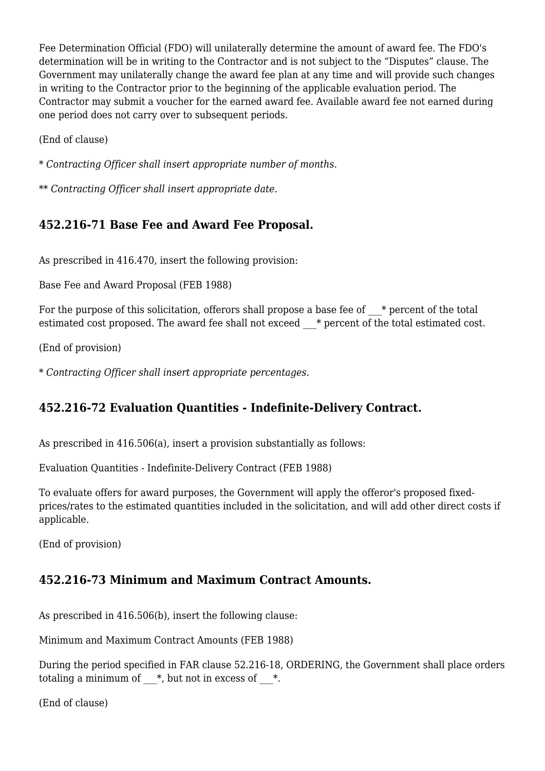Fee Determination Official (FDO) will unilaterally determine the amount of award fee. The FDO's determination will be in writing to the Contractor and is not subject to the “Disputes” clause. The Government may unilaterally change the award fee plan at any time and will provide such changes in writing to the Contractor prior to the beginning of the applicable evaluation period. The Contractor may submit a voucher for the earned award fee. Available award fee not earned during one period does not carry over to subsequent periods.

(End of clause)

* *Contracting Officer shall insert appropriate number of months.*

** *Contracting Officer shall insert appropriate date.*

### 452.216-71 Base Fee and Award Fee Proposal.

As prescribed in 416.470, insert the following provision:

Base Fee and Award Proposal (FEB 1988)

For the purpose of this solicitation, offerors shall propose a base fee of ___* percent of the total estimated cost proposed. The award fee shall not exceed ___* percent of the total estimated cost.

(End of provision)

* *Contracting Officer shall insert appropriate percentages.*

### 452.216-72 Evaluation Quantities - Indefinite-Delivery Contract.

As prescribed in 416.506(a), insert a provision substantially as follows:

Evaluation Quantities - Indefinite-Delivery Contract (FEB 1988)

To evaluate offers for award purposes, the Government will apply the offeror's proposed fixed-prices/rates to the estimated quantities included in the solicitation, and will add other direct costs if applicable.

(End of provision)

### 452.216-73 Minimum and Maximum Contract Amounts.

As prescribed in 416.506(b), insert the following clause:

Minimum and Maximum Contract Amounts (FEB 1988)

During the period specified in FAR clause 52.216-18, ORDERING, the Government shall place orders totaling a minimum of ___*, but not in excess of ___*.

(End of clause)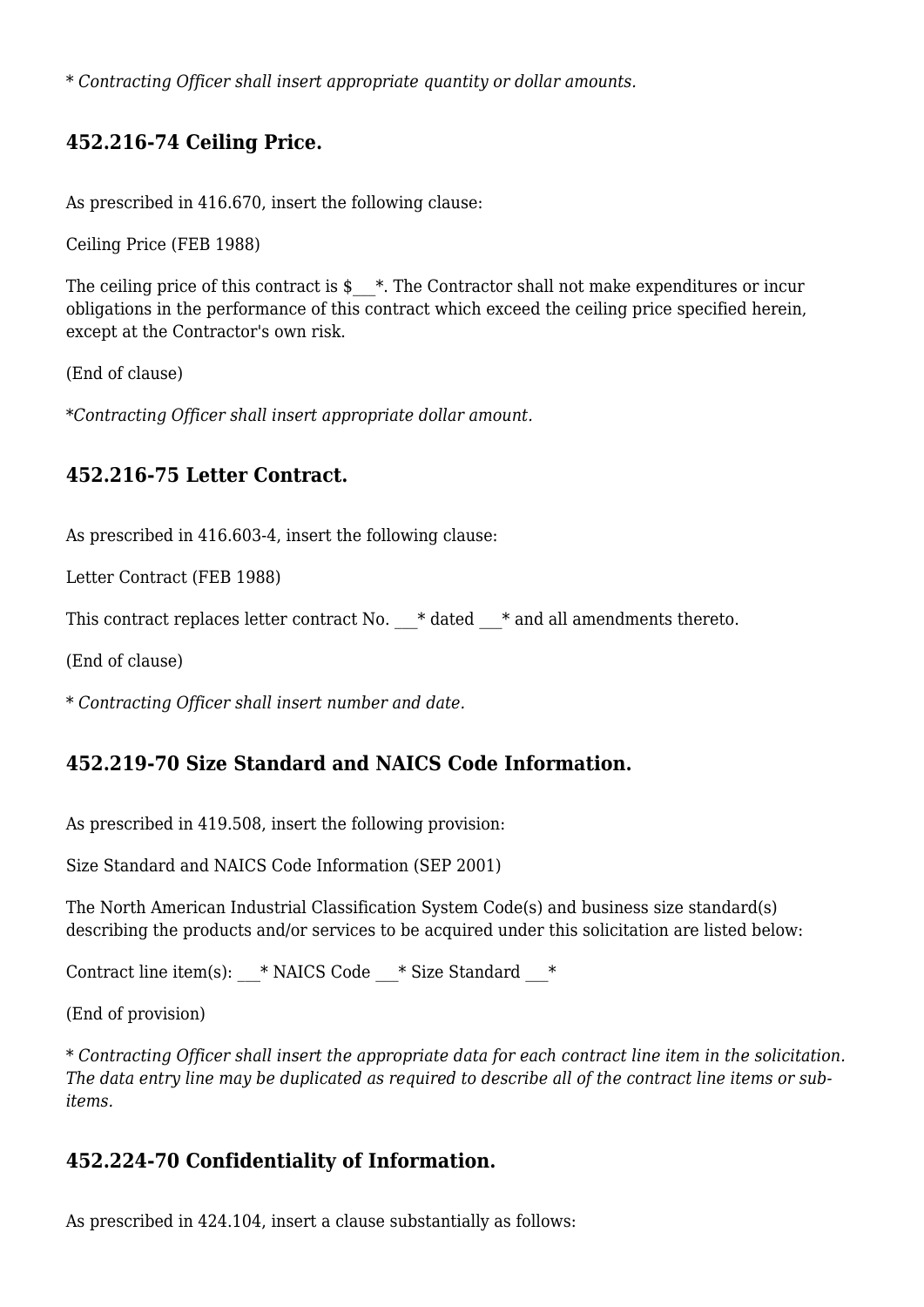\* *Contracting Officer shall insert appropriate quantity or dollar amounts.*

### 452.216-74 Ceiling Price.

As prescribed in 416.670, insert the following clause:

Ceiling Price (FEB 1988)

The ceiling price of this contract is $___*. The Contractor shall not make expenditures or incur obligations in the performance of this contract which exceed the ceiling price specified herein, except at the Contractor's own risk.

(End of clause)

\**Contracting Officer shall insert appropriate dollar amount.*

### 452.216-75 Letter Contract.

As prescribed in 416.603-4, insert the following clause:

Letter Contract (FEB 1988)

This contract replaces letter contract No. ___* dated ___* and all amendments thereto.

(End of clause)

\* *Contracting Officer shall insert number and date.*

### 452.219-70 Size Standard and NAICS Code Information.

As prescribed in 419.508, insert the following provision:

Size Standard and NAICS Code Information (SEP 2001)

The North American Industrial Classification System Code(s) and business size standard(s) describing the products and/or services to be acquired under this solicitation are listed below:

Contract line item(s): ___* NAICS Code ___* Size Standard ___*

(End of provision)

\* *Contracting Officer shall insert the appropriate data for each contract line item in the solicitation. The data entry line may be duplicated as required to describe all of the contract line items or sub-items.*

### 452.224-70 Confidentiality of Information.

As prescribed in 424.104, insert a clause substantially as follows: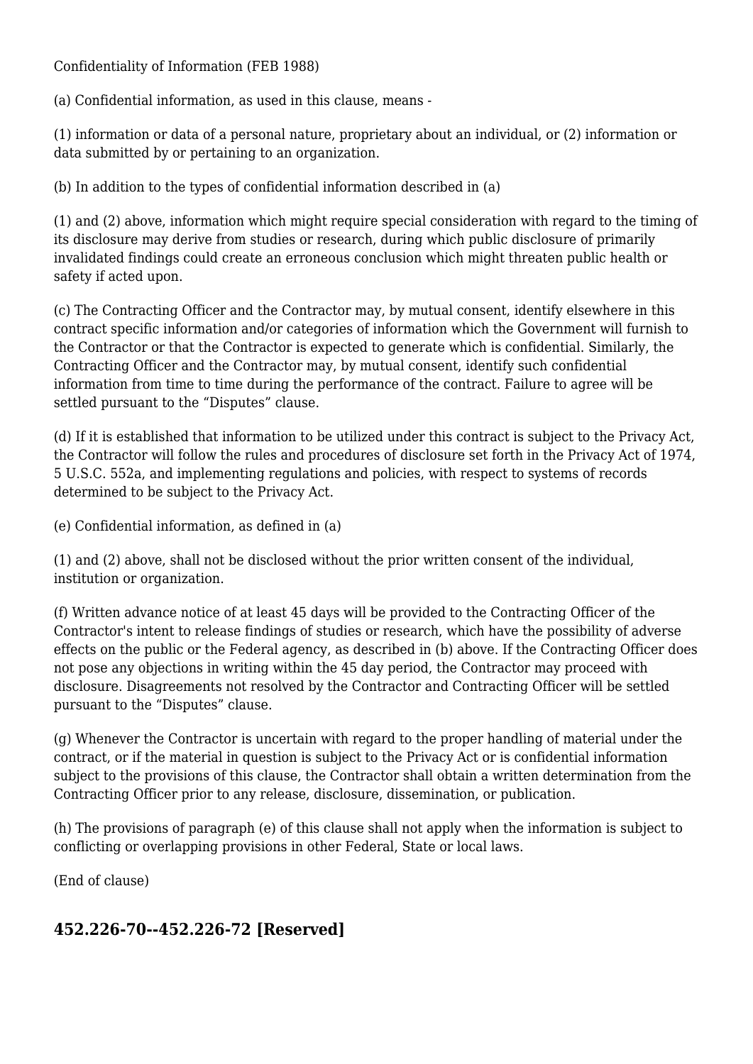Confidentiality of Information (FEB 1988)

(a) Confidential information, as used in this clause, means -

(1) information or data of a personal nature, proprietary about an individual, or (2) information or data submitted by or pertaining to an organization.

(b) In addition to the types of confidential information described in (a)

(1) and (2) above, information which might require special consideration with regard to the timing of its disclosure may derive from studies or research, during which public disclosure of primarily invalidated findings could create an erroneous conclusion which might threaten public health or safety if acted upon.

(c) The Contracting Officer and the Contractor may, by mutual consent, identify elsewhere in this contract specific information and/or categories of information which the Government will furnish to the Contractor or that the Contractor is expected to generate which is confidential. Similarly, the Contracting Officer and the Contractor may, by mutual consent, identify such confidential information from time to time during the performance of the contract. Failure to agree will be settled pursuant to the "Disputes" clause.

(d) If it is established that information to be utilized under this contract is subject to the Privacy Act, the Contractor will follow the rules and procedures of disclosure set forth in the Privacy Act of 1974, 5 U.S.C. 552a, and implementing regulations and policies, with respect to systems of records determined to be subject to the Privacy Act.

(e) Confidential information, as defined in (a)

(1) and (2) above, shall not be disclosed without the prior written consent of the individual, institution or organization.

(f) Written advance notice of at least 45 days will be provided to the Contracting Officer of the Contractor's intent to release findings of studies or research, which have the possibility of adverse effects on the public or the Federal agency, as described in (b) above. If the Contracting Officer does not pose any objections in writing within the 45 day period, the Contractor may proceed with disclosure. Disagreements not resolved by the Contractor and Contracting Officer will be settled pursuant to the "Disputes" clause.

(g) Whenever the Contractor is uncertain with regard to the proper handling of material under the contract, or if the material in question is subject to the Privacy Act or is confidential information subject to the provisions of this clause, the Contractor shall obtain a written determination from the Contracting Officer prior to any release, disclosure, dissemination, or publication.

(h) The provisions of paragraph (e) of this clause shall not apply when the information is subject to conflicting or overlapping provisions in other Federal, State or local laws.

(End of clause)

## 452.226-70--452.226-72 [Reserved]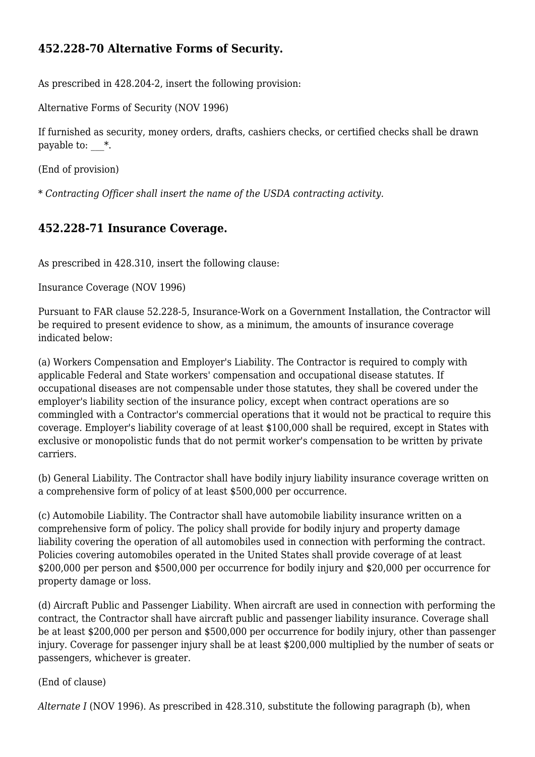### 452.228-70 Alternative Forms of Security.

As prescribed in 428.204-2, insert the following provision:

Alternative Forms of Security (NOV 1996)

If furnished as security, money orders, drafts, cashiers checks, or certified checks shall be drawn payable to: ___*.

(End of provision)

\* *Contracting Officer shall insert the name of the USDA contracting activity.*

### 452.228-71 Insurance Coverage.

As prescribed in 428.310, insert the following clause:

Insurance Coverage (NOV 1996)

Pursuant to FAR clause 52.228-5, Insurance-Work on a Government Installation, the Contractor will be required to present evidence to show, as a minimum, the amounts of insurance coverage indicated below:

(a) Workers Compensation and Employer's Liability. The Contractor is required to comply with applicable Federal and State workers' compensation and occupational disease statutes. If occupational diseases are not compensable under those statutes, they shall be covered under the employer's liability section of the insurance policy, except when contract operations are so commingled with a Contractor's commercial operations that it would not be practical to require this coverage. Employer's liability coverage of at least $100,000 shall be required, except in States with exclusive or monopolistic funds that do not permit worker's compensation to be written by private carriers.

(b) General Liability. The Contractor shall have bodily injury liability insurance coverage written on a comprehensive form of policy of at least $500,000 per occurrence.

(c) Automobile Liability. The Contractor shall have automobile liability insurance written on a comprehensive form of policy. The policy shall provide for bodily injury and property damage liability covering the operation of all automobiles used in connection with performing the contract. Policies covering automobiles operated in the United States shall provide coverage of at least $200,000 per person and $500,000 per occurrence for bodily injury and $20,000 per occurrence for property damage or loss.

(d) Aircraft Public and Passenger Liability. When aircraft are used in connection with performing the contract, the Contractor shall have aircraft public and passenger liability insurance. Coverage shall be at least $200,000 per person and $500,000 per occurrence for bodily injury, other than passenger injury. Coverage for passenger injury shall be at least $200,000 multiplied by the number of seats or passengers, whichever is greater.

(End of clause)

*Alternate I* (NOV 1996). As prescribed in 428.310, substitute the following paragraph (b), when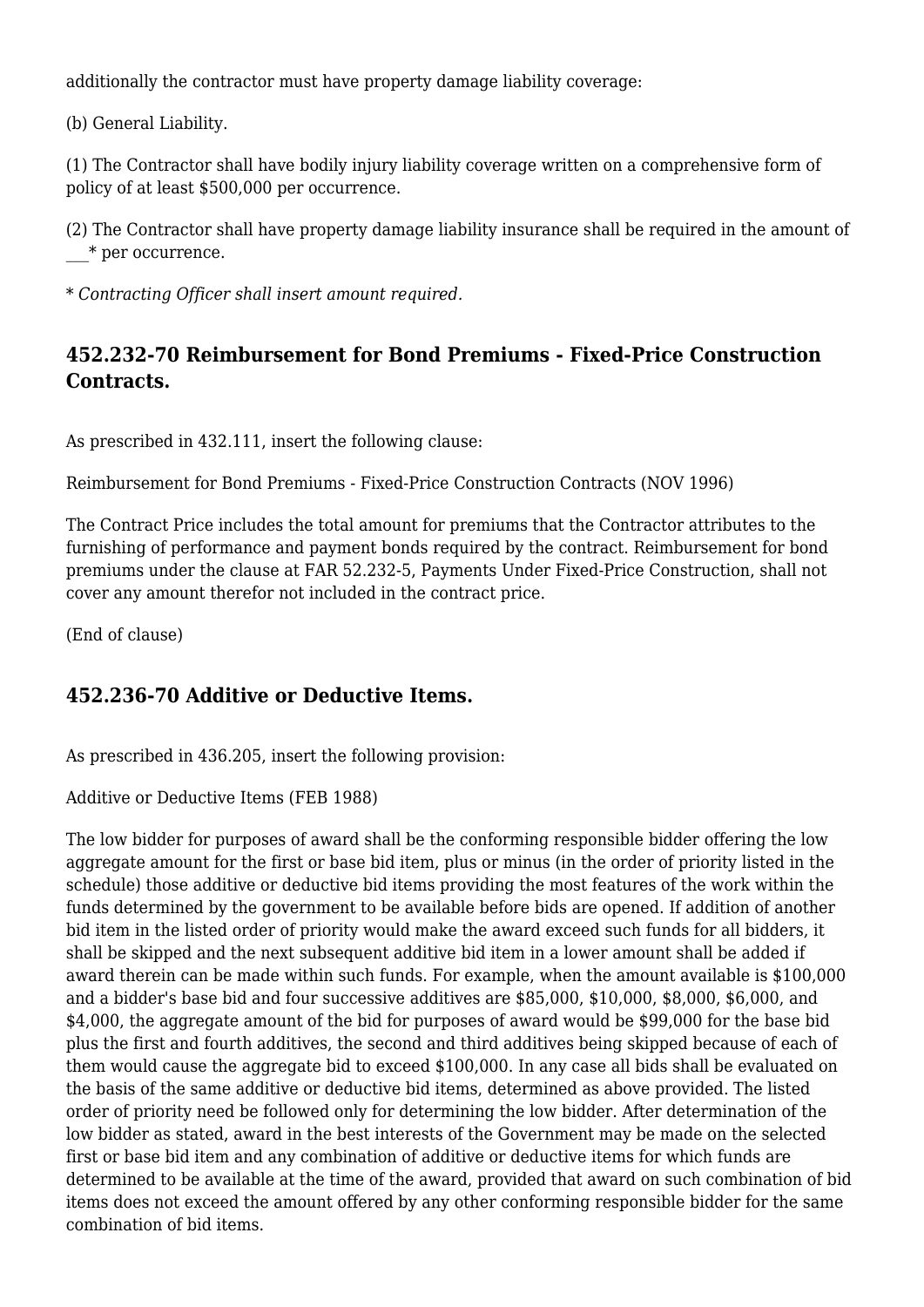additionally the contractor must have property damage liability coverage:

(b) General Liability.

(1) The Contractor shall have bodily injury liability coverage written on a comprehensive form of policy of at least $500,000 per occurrence.

(2) The Contractor shall have property damage liability insurance shall be required in the amount of ___* per occurrence.

* *Contracting Officer shall insert amount required.*

## 452.232-70 Reimbursement for Bond Premiums - Fixed-Price Construction Contracts.

As prescribed in 432.111, insert the following clause:

Reimbursement for Bond Premiums - Fixed-Price Construction Contracts (NOV 1996)

The Contract Price includes the total amount for premiums that the Contractor attributes to the furnishing of performance and payment bonds required by the contract. Reimbursement for bond premiums under the clause at FAR 52.232-5, Payments Under Fixed-Price Construction, shall not cover any amount therefor not included in the contract price.

(End of clause)

## 452.236-70 Additive or Deductive Items.

As prescribed in 436.205, insert the following provision:

Additive or Deductive Items (FEB 1988)

The low bidder for purposes of award shall be the conforming responsible bidder offering the low aggregate amount for the first or base bid item, plus or minus (in the order of priority listed in the schedule) those additive or deductive bid items providing the most features of the work within the funds determined by the government to be available before bids are opened. If addition of another bid item in the listed order of priority would make the award exceed such funds for all bidders, it shall be skipped and the next subsequent additive bid item in a lower amount shall be added if award therein can be made within such funds. For example, when the amount available is $100,000 and a bidder's base bid and four successive additives are $85,000, $10,000, $8,000, $6,000, and $4,000, the aggregate amount of the bid for purposes of award would be $99,000 for the base bid plus the first and fourth additives, the second and third additives being skipped because of each of them would cause the aggregate bid to exceed $100,000. In any case all bids shall be evaluated on the basis of the same additive or deductive bid items, determined as above provided. The listed order of priority need be followed only for determining the low bidder. After determination of the low bidder as stated, award in the best interests of the Government may be made on the selected first or base bid item and any combination of additive or deductive items for which funds are determined to be available at the time of the award, provided that award on such combination of bid items does not exceed the amount offered by any other conforming responsible bidder for the same combination of bid items.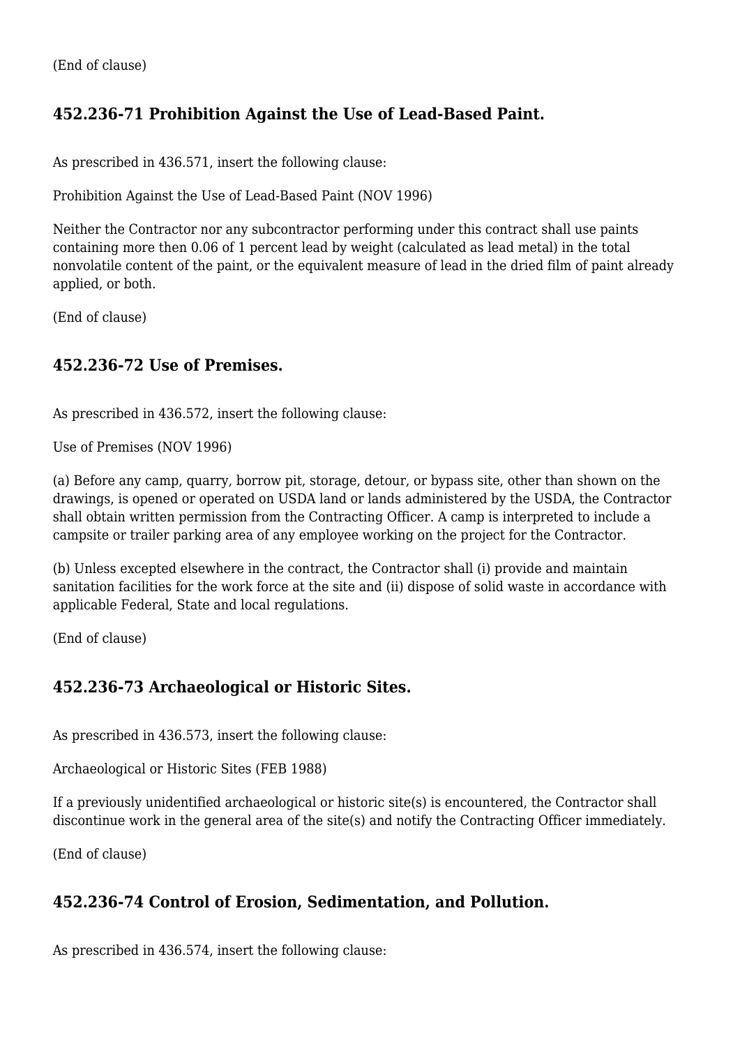(End of clause)

## 452.236-71 Prohibition Against the Use of Lead-Based Paint.

As prescribed in 436.571, insert the following clause:

Prohibition Against the Use of Lead-Based Paint (NOV 1996)

Neither the Contractor nor any subcontractor performing under this contract shall use paints containing more then 0.06 of 1 percent lead by weight (calculated as lead metal) in the total nonvolatile content of the paint, or the equivalent measure of lead in the dried film of paint already applied, or both.

(End of clause)

## 452.236-72 Use of Premises.

As prescribed in 436.572, insert the following clause:

Use of Premises (NOV 1996)

(a) Before any camp, quarry, borrow pit, storage, detour, or bypass site, other than shown on the drawings, is opened or operated on USDA land or lands administered by the USDA, the Contractor shall obtain written permission from the Contracting Officer. A camp is interpreted to include a campsite or trailer parking area of any employee working on the project for the Contractor.

(b) Unless excepted elsewhere in the contract, the Contractor shall (i) provide and maintain sanitation facilities for the work force at the site and (ii) dispose of solid waste in accordance with applicable Federal, State and local regulations.

(End of clause)

## 452.236-73 Archaeological or Historic Sites.

As prescribed in 436.573, insert the following clause:

Archaeological or Historic Sites (FEB 1988)

If a previously unidentified archaeological or historic site(s) is encountered, the Contractor shall discontinue work in the general area of the site(s) and notify the Contracting Officer immediately.

(End of clause)

## 452.236-74 Control of Erosion, Sedimentation, and Pollution.

As prescribed in 436.574, insert the following clause: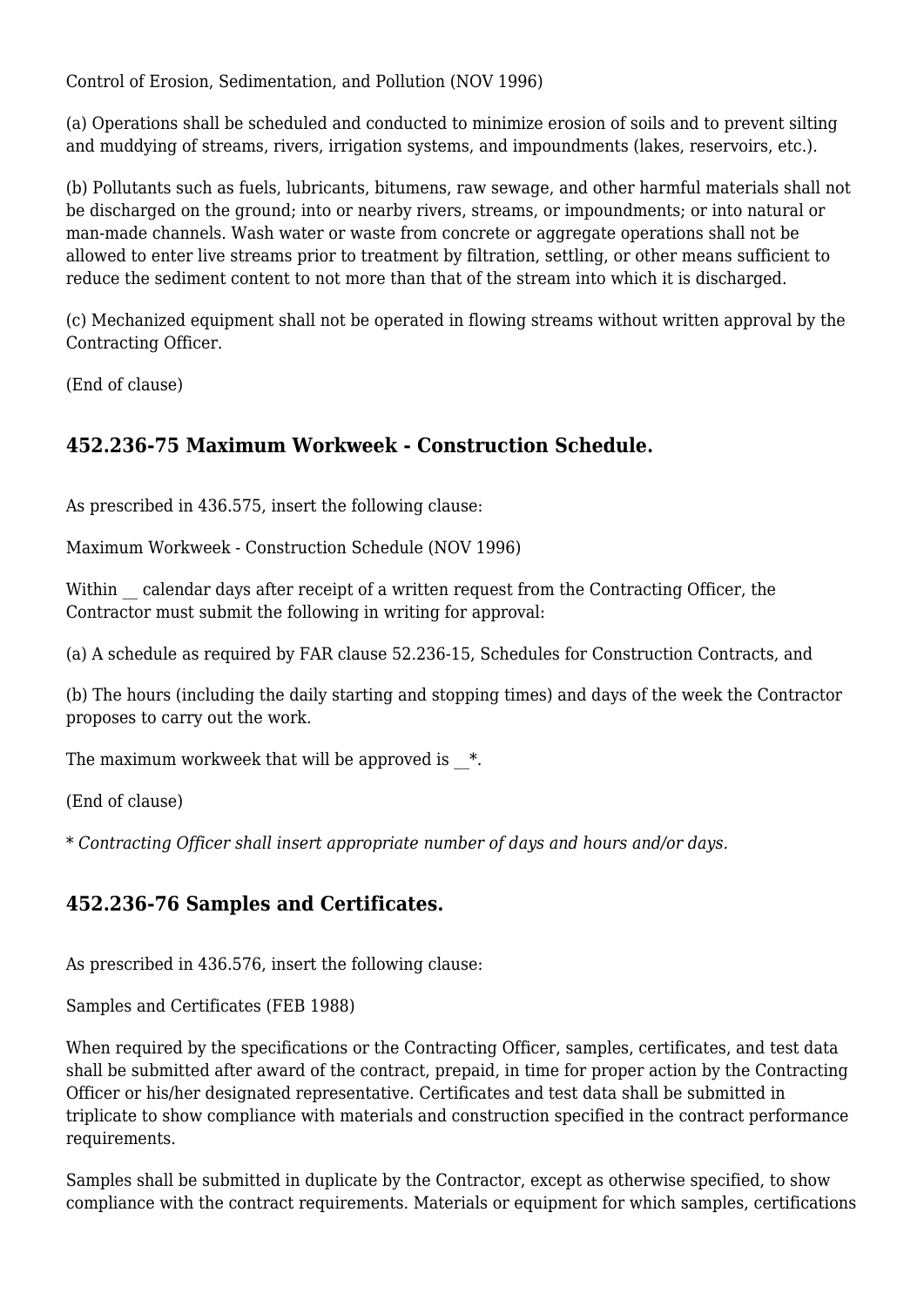Control of Erosion, Sedimentation, and Pollution (NOV 1996)

(a) Operations shall be scheduled and conducted to minimize erosion of soils and to prevent silting and muddying of streams, rivers, irrigation systems, and impoundments (lakes, reservoirs, etc.).

(b) Pollutants such as fuels, lubricants, bitumens, raw sewage, and other harmful materials shall not be discharged on the ground; into or nearby rivers, streams, or impoundments; or into natural or man-made channels. Wash water or waste from concrete or aggregate operations shall not be allowed to enter live streams prior to treatment by filtration, settling, or other means sufficient to reduce the sediment content to not more than that of the stream into which it is discharged.

(c) Mechanized equipment shall not be operated in flowing streams without written approval by the Contracting Officer.

(End of clause)

### 452.236-75 Maximum Workweek - Construction Schedule.

As prescribed in 436.575, insert the following clause:

Maximum Workweek - Construction Schedule (NOV 1996)

Within __ calendar days after receipt of a written request from the Contracting Officer, the Contractor must submit the following in writing for approval:

(a) A schedule as required by FAR clause 52.236-15, Schedules for Construction Contracts, and

(b) The hours (including the daily starting and stopping times) and days of the week the Contractor proposes to carry out the work.

The maximum workweek that will be approved is __*.

(End of clause)

\* *Contracting Officer shall insert appropriate number of days and hours and/or days.*

### 452.236-76 Samples and Certificates.

As prescribed in 436.576, insert the following clause:

Samples and Certificates (FEB 1988)

When required by the specifications or the Contracting Officer, samples, certificates, and test data shall be submitted after award of the contract, prepaid, in time for proper action by the Contracting Officer or his/her designated representative. Certificates and test data shall be submitted in triplicate to show compliance with materials and construction specified in the contract performance requirements.

Samples shall be submitted in duplicate by the Contractor, except as otherwise specified, to show compliance with the contract requirements. Materials or equipment for which samples, certifications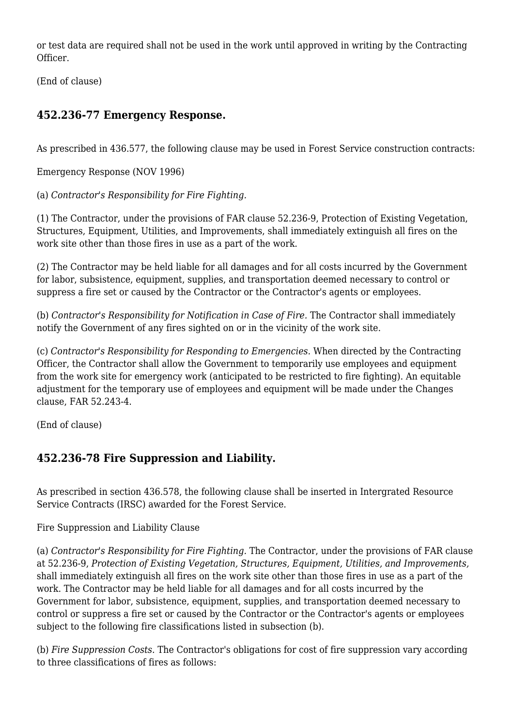or test data are required shall not be used in the work until approved in writing by the Contracting Officer.

(End of clause)

### 452.236-77 Emergency Response.

As prescribed in 436.577, the following clause may be used in Forest Service construction contracts:

Emergency Response (NOV 1996)

(a) *Contractor's Responsibility for Fire Fighting.*

(1) The Contractor, under the provisions of FAR clause 52.236-9, Protection of Existing Vegetation, Structures, Equipment, Utilities, and Improvements, shall immediately extinguish all fires on the work site other than those fires in use as a part of the work.

(2) The Contractor may be held liable for all damages and for all costs incurred by the Government for labor, subsistence, equipment, supplies, and transportation deemed necessary to control or suppress a fire set or caused by the Contractor or the Contractor's agents or employees.

(b) *Contractor's Responsibility for Notification in Case of Fire.* The Contractor shall immediately notify the Government of any fires sighted on or in the vicinity of the work site.

(c) *Contractor's Responsibility for Responding to Emergencies.* When directed by the Contracting Officer, the Contractor shall allow the Government to temporarily use employees and equipment from the work site for emergency work (anticipated to be restricted to fire fighting). An equitable adjustment for the temporary use of employees and equipment will be made under the Changes clause, FAR 52.243-4.

(End of clause)

### 452.236-78 Fire Suppression and Liability.

As prescribed in section 436.578, the following clause shall be inserted in Intergrated Resource Service Contracts (IRSC) awarded for the Forest Service.

Fire Suppression and Liability Clause

(a) *Contractor's Responsibility for Fire Fighting.* The Contractor, under the provisions of FAR clause at 52.236-9, *Protection of Existing Vegetation, Structures, Equipment, Utilities, and Improvements,* shall immediately extinguish all fires on the work site other than those fires in use as a part of the work. The Contractor may be held liable for all damages and for all costs incurred by the Government for labor, subsistence, equipment, supplies, and transportation deemed necessary to control or suppress a fire set or caused by the Contractor or the Contractor's agents or employees subject to the following fire classifications listed in subsection (b).

(b) *Fire Suppression Costs.* The Contractor's obligations for cost of fire suppression vary according to three classifications of fires as follows: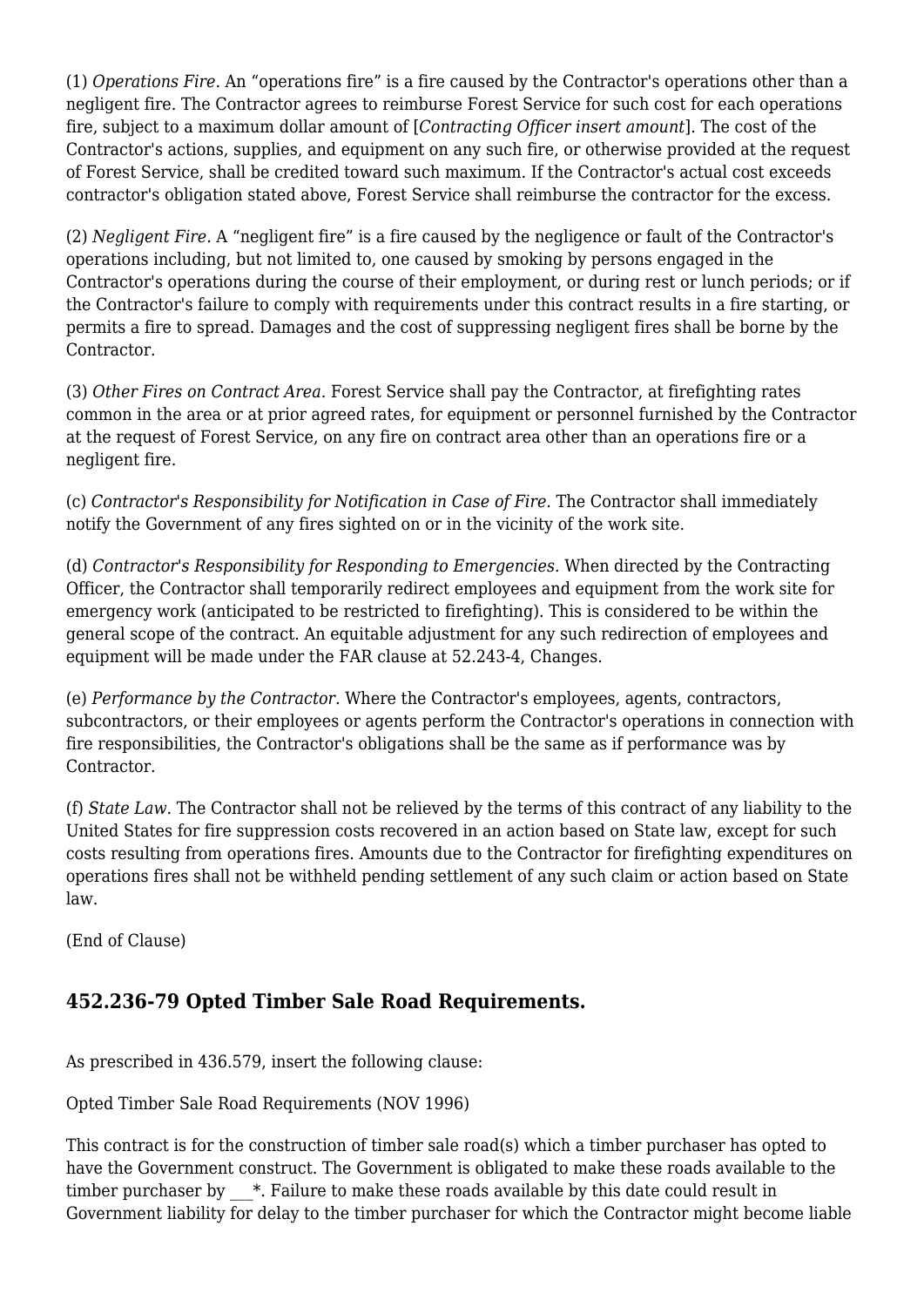(1) *Operations Fire*. An “operations fire” is a fire caused by the Contractor's operations other than a negligent fire. The Contractor agrees to reimburse Forest Service for such cost for each operations fire, subject to a maximum dollar amount of [*Contracting Officer insert amount*]. The cost of the Contractor's actions, supplies, and equipment on any such fire, or otherwise provided at the request of Forest Service, shall be credited toward such maximum. If the Contractor's actual cost exceeds contractor's obligation stated above, Forest Service shall reimburse the contractor for the excess.

(2) *Negligent Fire*. A “negligent fire” is a fire caused by the negligence or fault of the Contractor's operations including, but not limited to, one caused by smoking by persons engaged in the Contractor's operations during the course of their employment, or during rest or lunch periods; or if the Contractor's failure to comply with requirements under this contract results in a fire starting, or permits a fire to spread. Damages and the cost of suppressing negligent fires shall be borne by the Contractor.

(3) *Other Fires on Contract Area.* Forest Service shall pay the Contractor, at firefighting rates common in the area or at prior agreed rates, for equipment or personnel furnished by the Contractor at the request of Forest Service, on any fire on contract area other than an operations fire or a negligent fire.

(c) *Contractor's Responsibility for Notification in Case of Fire.* The Contractor shall immediately notify the Government of any fires sighted on or in the vicinity of the work site.

(d) *Contractor's Responsibility for Responding to Emergencies.* When directed by the Contracting Officer, the Contractor shall temporarily redirect employees and equipment from the work site for emergency work (anticipated to be restricted to firefighting). This is considered to be within the general scope of the contract. An equitable adjustment for any such redirection of employees and equipment will be made under the FAR clause at 52.243-4, Changes.

(e) *Performance by the Contractor.* Where the Contractor's employees, agents, contractors, subcontractors, or their employees or agents perform the Contractor's operations in connection with fire responsibilities, the Contractor's obligations shall be the same as if performance was by Contractor.

(f) *State Law.* The Contractor shall not be relieved by the terms of this contract of any liability to the United States for fire suppression costs recovered in an action based on State law, except for such costs resulting from operations fires. Amounts due to the Contractor for firefighting expenditures on operations fires shall not be withheld pending settlement of any such claim or action based on State law.

(End of Clause)

### 452.236-79 Opted Timber Sale Road Requirements.

As prescribed in 436.579, insert the following clause:

Opted Timber Sale Road Requirements (NOV 1996)

This contract is for the construction of timber sale road(s) which a timber purchaser has opted to have the Government construct. The Government is obligated to make these roads available to the timber purchaser by ___*. Failure to make these roads available by this date could result in Government liability for delay to the timber purchaser for which the Contractor might become liable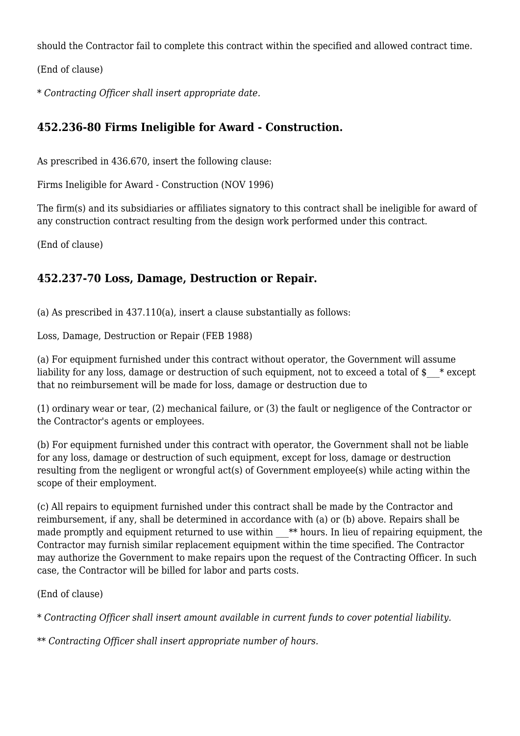should the Contractor fail to complete this contract within the specified and allowed contract time.

(End of clause)

* *Contracting Officer shall insert appropriate date.*

### 452.236-80 Firms Ineligible for Award - Construction.

As prescribed in 436.670, insert the following clause:

Firms Ineligible for Award - Construction (NOV 1996)

The firm(s) and its subsidiaries or affiliates signatory to this contract shall be ineligible for award of any construction contract resulting from the design work performed under this contract.

(End of clause)

### 452.237-70 Loss, Damage, Destruction or Repair.

(a) As prescribed in 437.110(a), insert a clause substantially as follows:

Loss, Damage, Destruction or Repair (FEB 1988)

(a) For equipment furnished under this contract without operator, the Government will assume liability for any loss, damage or destruction of such equipment, not to exceed a total of $___* except that no reimbursement will be made for loss, damage or destruction due to

(1) ordinary wear or tear, (2) mechanical failure, or (3) the fault or negligence of the Contractor or the Contractor's agents or employees.

(b) For equipment furnished under this contract with operator, the Government shall not be liable for any loss, damage or destruction of such equipment, except for loss, damage or destruction resulting from the negligent or wrongful act(s) of Government employee(s) while acting within the scope of their employment.

(c) All repairs to equipment furnished under this contract shall be made by the Contractor and reimbursement, if any, shall be determined in accordance with (a) or (b) above. Repairs shall be made promptly and equipment returned to use within ___** hours. In lieu of repairing equipment, the Contractor may furnish similar replacement equipment within the time specified. The Contractor may authorize the Government to make repairs upon the request of the Contracting Officer. In such case, the Contractor will be billed for labor and parts costs.

(End of clause)

* *Contracting Officer shall insert amount available in current funds to cover potential liability.*

** *Contracting Officer shall insert appropriate number of hours.*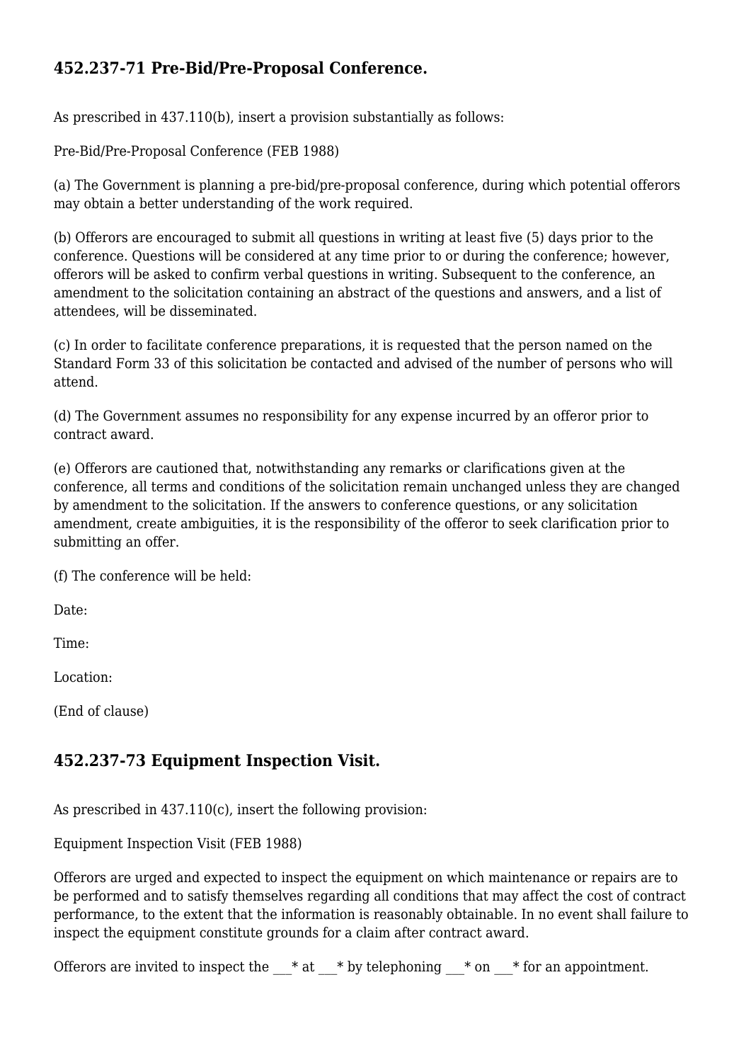## 452.237-71 Pre-Bid/Pre-Proposal Conference.

As prescribed in 437.110(b), insert a provision substantially as follows:

Pre-Bid/Pre-Proposal Conference (FEB 1988)

(a) The Government is planning a pre-bid/pre-proposal conference, during which potential offerors may obtain a better understanding of the work required.

(b) Offerors are encouraged to submit all questions in writing at least five (5) days prior to the conference. Questions will be considered at any time prior to or during the conference; however, offerors will be asked to confirm verbal questions in writing. Subsequent to the conference, an amendment to the solicitation containing an abstract of the questions and answers, and a list of attendees, will be disseminated.

(c) In order to facilitate conference preparations, it is requested that the person named on the Standard Form 33 of this solicitation be contacted and advised of the number of persons who will attend.

(d) The Government assumes no responsibility for any expense incurred by an offeror prior to contract award.

(e) Offerors are cautioned that, notwithstanding any remarks or clarifications given at the conference, all terms and conditions of the solicitation remain unchanged unless they are changed by amendment to the solicitation. If the answers to conference questions, or any solicitation amendment, create ambiguities, it is the responsibility of the offeror to seek clarification prior to submitting an offer.

(f) The conference will be held:

Date:

Time:

Location:

(End of clause)

## 452.237-73 Equipment Inspection Visit.

As prescribed in 437.110(c), insert the following provision:

Equipment Inspection Visit (FEB 1988)

Offerors are urged and expected to inspect the equipment on which maintenance or repairs are to be performed and to satisfy themselves regarding all conditions that may affect the cost of contract performance, to the extent that the information is reasonably obtainable. In no event shall failure to inspect the equipment constitute grounds for a claim after contract award.

Offerors are invited to inspect the ___* at ___* by telephoning ___* on ___* for an appointment.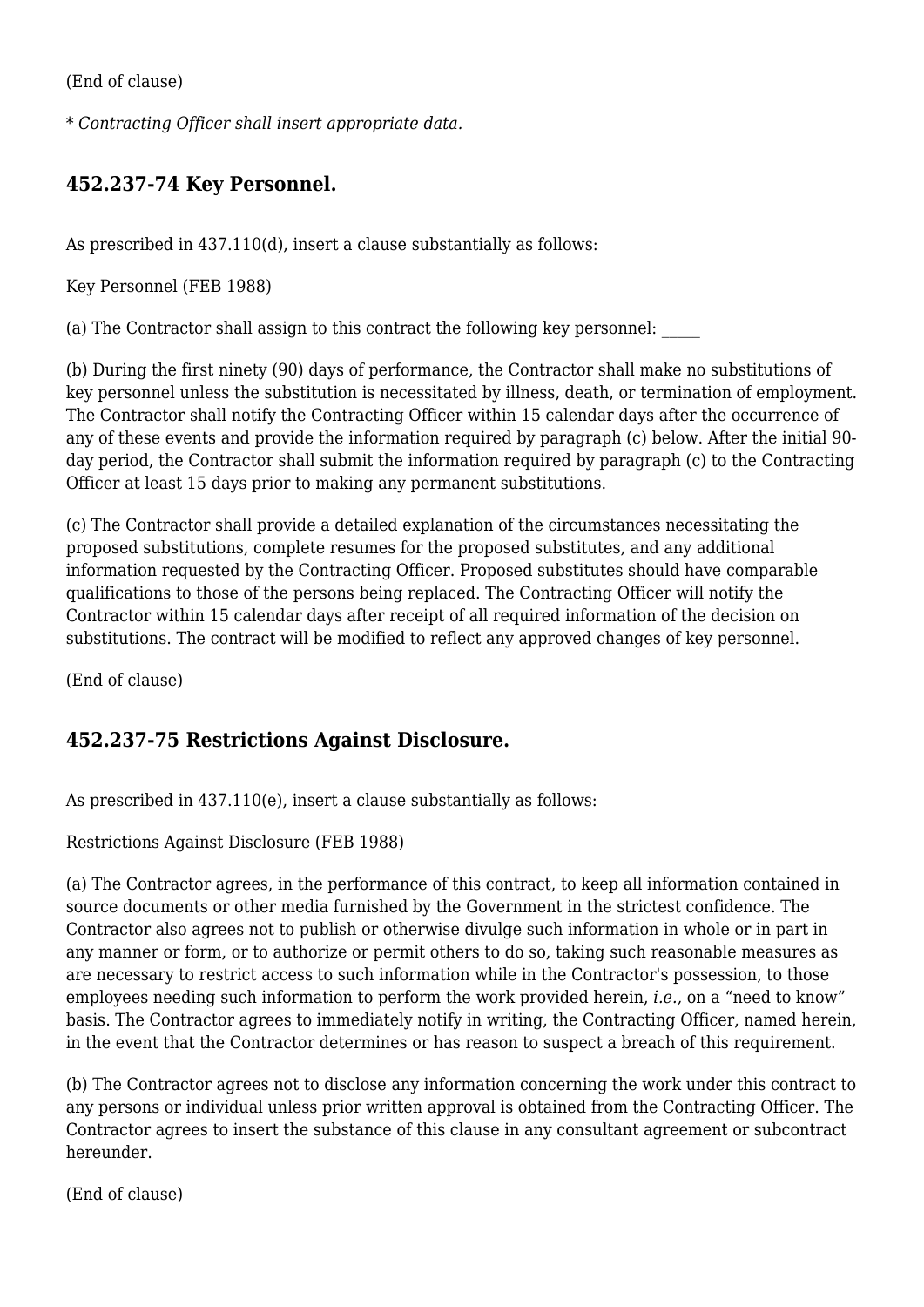(End of clause)

\* *Contracting Officer shall insert appropriate data.*

## 452.237-74 Key Personnel.

As prescribed in 437.110(d), insert a clause substantially as follows:

Key Personnel (FEB 1988)

(a) The Contractor shall assign to this contract the following key personnel: _____

(b) During the first ninety (90) days of performance, the Contractor shall make no substitutions of key personnel unless the substitution is necessitated by illness, death, or termination of employment. The Contractor shall notify the Contracting Officer within 15 calendar days after the occurrence of any of these events and provide the information required by paragraph (c) below. After the initial 90-day period, the Contractor shall submit the information required by paragraph (c) to the Contracting Officer at least 15 days prior to making any permanent substitutions.

(c) The Contractor shall provide a detailed explanation of the circumstances necessitating the proposed substitutions, complete resumes for the proposed substitutes, and any additional information requested by the Contracting Officer. Proposed substitutes should have comparable qualifications to those of the persons being replaced. The Contracting Officer will notify the Contractor within 15 calendar days after receipt of all required information of the decision on substitutions. The contract will be modified to reflect any approved changes of key personnel.

(End of clause)

## 452.237-75 Restrictions Against Disclosure.

As prescribed in 437.110(e), insert a clause substantially as follows:

Restrictions Against Disclosure (FEB 1988)

(a) The Contractor agrees, in the performance of this contract, to keep all information contained in source documents or other media furnished by the Government in the strictest confidence. The Contractor also agrees not to publish or otherwise divulge such information in whole or in part in any manner or form, or to authorize or permit others to do so, taking such reasonable measures as are necessary to restrict access to such information while in the Contractor's possession, to those employees needing such information to perform the work provided herein, *i.e.,* on a "need to know" basis. The Contractor agrees to immediately notify in writing, the Contracting Officer, named herein, in the event that the Contractor determines or has reason to suspect a breach of this requirement.

(b) The Contractor agrees not to disclose any information concerning the work under this contract to any persons or individual unless prior written approval is obtained from the Contracting Officer. The Contractor agrees to insert the substance of this clause in any consultant agreement or subcontract hereunder.

(End of clause)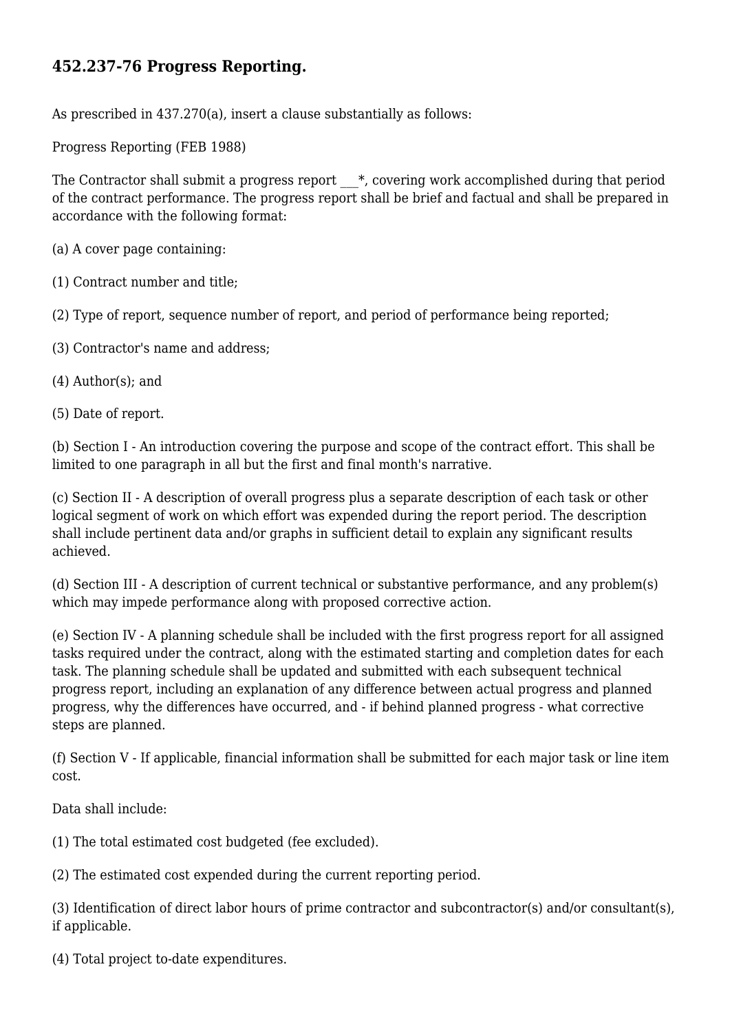## 452.237-76 Progress Reporting.

As prescribed in 437.270(a), insert a clause substantially as follows:

Progress Reporting (FEB 1988)

The Contractor shall submit a progress report ___*, covering work accomplished during that period of the contract performance. The progress report shall be brief and factual and shall be prepared in accordance with the following format:

(a) A cover page containing:

(1) Contract number and title;

(2) Type of report, sequence number of report, and period of performance being reported;

(3) Contractor's name and address;

(4) Author(s); and

(5) Date of report.

(b) Section I - An introduction covering the purpose and scope of the contract effort. This shall be limited to one paragraph in all but the first and final month's narrative.

(c) Section II - A description of overall progress plus a separate description of each task or other logical segment of work on which effort was expended during the report period. The description shall include pertinent data and/or graphs in sufficient detail to explain any significant results achieved.

(d) Section III - A description of current technical or substantive performance, and any problem(s) which may impede performance along with proposed corrective action.

(e) Section IV - A planning schedule shall be included with the first progress report for all assigned tasks required under the contract, along with the estimated starting and completion dates for each task. The planning schedule shall be updated and submitted with each subsequent technical progress report, including an explanation of any difference between actual progress and planned progress, why the differences have occurred, and - if behind planned progress - what corrective steps are planned.

(f) Section V - If applicable, financial information shall be submitted for each major task or line item cost.

Data shall include:

(1) The total estimated cost budgeted (fee excluded).

(2) The estimated cost expended during the current reporting period.

(3) Identification of direct labor hours of prime contractor and subcontractor(s) and/or consultant(s), if applicable.

(4) Total project to-date expenditures.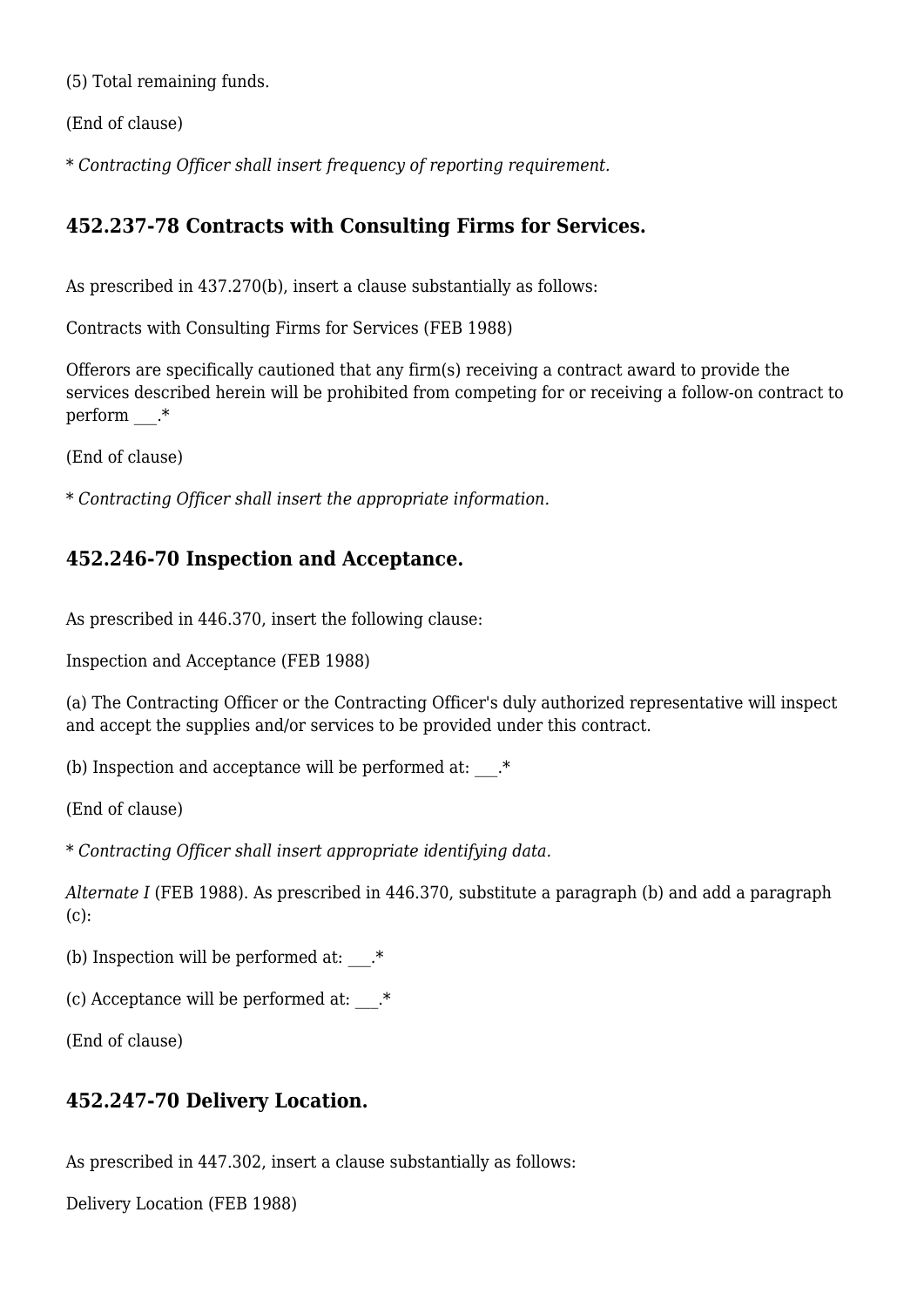(5) Total remaining funds.

(End of clause)

\* *Contracting Officer shall insert frequency of reporting requirement.*

## 452.237-78 Contracts with Consulting Firms for Services.

As prescribed in 437.270(b), insert a clause substantially as follows:

Contracts with Consulting Firms for Services (FEB 1988)

Offerors are specifically cautioned that any firm(s) receiving a contract award to provide the services described herein will be prohibited from competing for or receiving a follow-on contract to perform ___.*

(End of clause)

\* *Contracting Officer shall insert the appropriate information.*

## 452.246-70 Inspection and Acceptance.

As prescribed in 446.370, insert the following clause:

Inspection and Acceptance (FEB 1988)

(a) The Contracting Officer or the Contracting Officer's duly authorized representative will inspect and accept the supplies and/or services to be provided under this contract.

(b) Inspection and acceptance will be performed at: ___.*

(End of clause)

\* *Contracting Officer shall insert appropriate identifying data.*

*Alternate I* (FEB 1988). As prescribed in 446.370, substitute a paragraph (b) and add a paragraph (c):

(b) Inspection will be performed at: ___.*

(c) Acceptance will be performed at: ___.*

(End of clause)

## 452.247-70 Delivery Location.

As prescribed in 447.302, insert a clause substantially as follows:

Delivery Location (FEB 1988)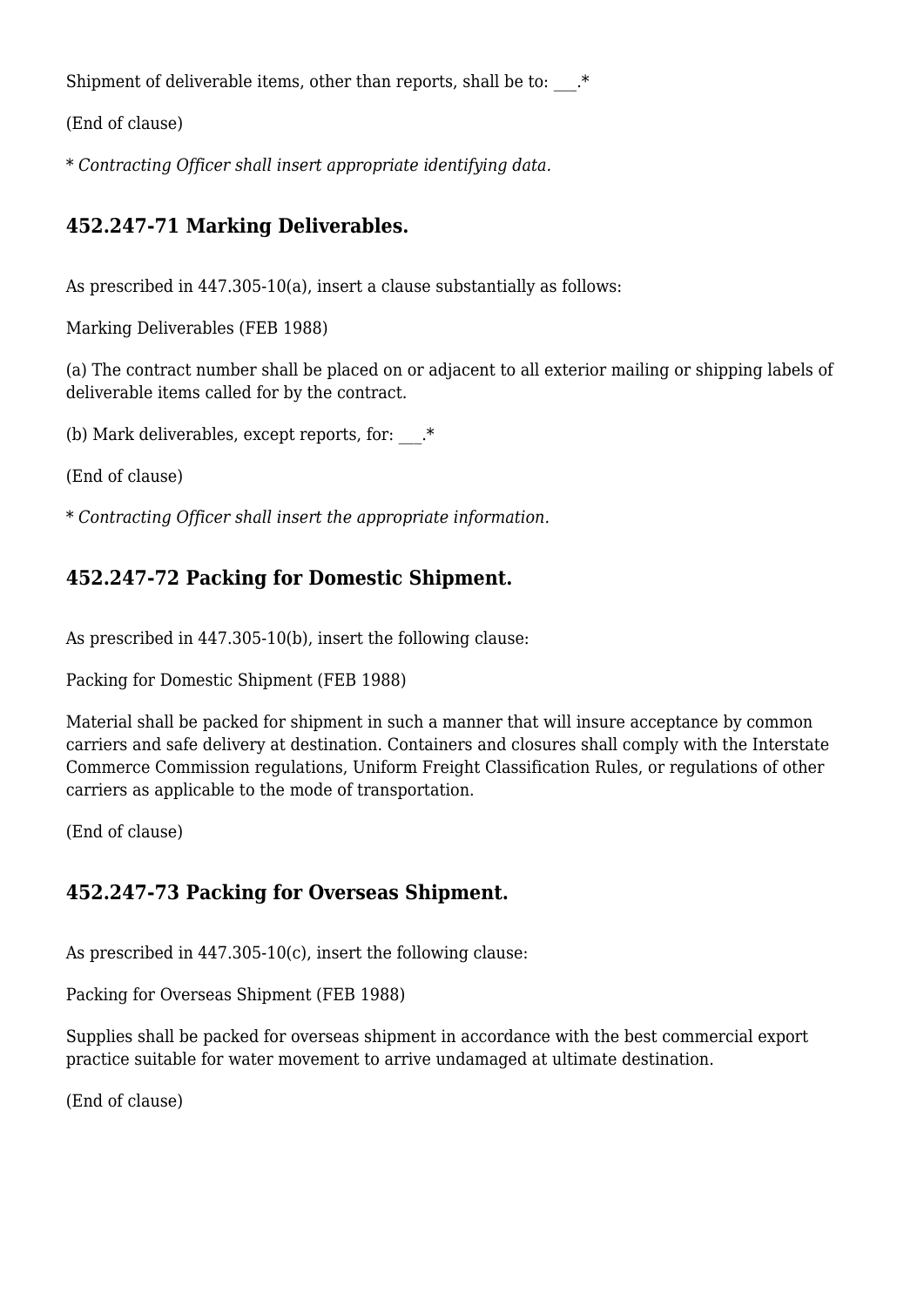Shipment of deliverable items, other than reports, shall be to: ___.*

(End of clause)

* *Contracting Officer shall insert appropriate identifying data.*

### 452.247-71 Marking Deliverables.

As prescribed in 447.305-10(a), insert a clause substantially as follows:

Marking Deliverables (FEB 1988)

(a) The contract number shall be placed on or adjacent to all exterior mailing or shipping labels of deliverable items called for by the contract.

(b) Mark deliverables, except reports, for: ___.*

(End of clause)

* *Contracting Officer shall insert the appropriate information.*

### 452.247-72 Packing for Domestic Shipment.

As prescribed in 447.305-10(b), insert the following clause:

Packing for Domestic Shipment (FEB 1988)

Material shall be packed for shipment in such a manner that will insure acceptance by common carriers and safe delivery at destination. Containers and closures shall comply with the Interstate Commerce Commission regulations, Uniform Freight Classification Rules, or regulations of other carriers as applicable to the mode of transportation.

(End of clause)

### 452.247-73 Packing for Overseas Shipment.

As prescribed in 447.305-10(c), insert the following clause:

Packing for Overseas Shipment (FEB 1988)

Supplies shall be packed for overseas shipment in accordance with the best commercial export practice suitable for water movement to arrive undamaged at ultimate destination.

(End of clause)